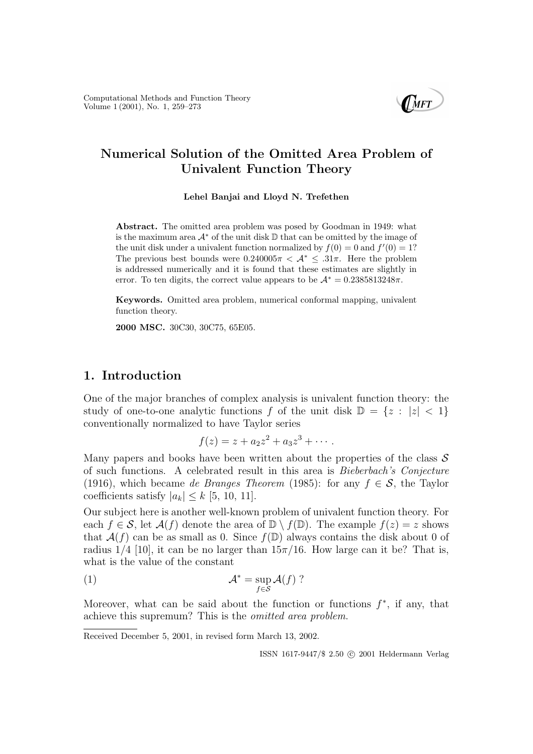# Numerical Solution of the Omitted Area Problem of Univalent Function Theory

**Lehel Banjai and Lloyd N. Trefethen**

**Abstract.** The omitted area problem was posed by Goodman in 1949: what is the maximum area $\mathcal{A}^*$ of the unit disk $\mathbb{D}$ that can be omitted by the image of the unit disk under a univalent function normalized by $f(0) = 0$ and $f'(0) = 1$? The previous best bounds were $0.240005\pi < \mathcal{A}^* \leq .31\pi$. Here the problem is addressed numerically and it is found that these estimates are slightly in error. To ten digits, the correct value appears to be $\mathcal{A}^* = 0.2385813248\pi$.

**Keywords.** Omitted area problem, numerical conformal mapping, univalent function theory.

**2000 MSC.** 30C30, 30C75, 65E05.

## 1. Introduction

One of the major branches of complex analysis is univalent function theory: the study of one-to-one analytic functions $f$ of the unit disk $\mathbb{D} = \{z : |z| < 1\}$ conventionally normalized to have Taylor series

$$f(z) = z + a_2 z^2 + a_3 z^3 + \cdots .$$

Many papers and books have been written about the properties of the class $\mathcal{S}$ of such functions. A celebrated result in this area is *Bieberbach's Conjecture* (1916), which became *de Branges Theorem* (1985): for any $f \in \mathcal{S}$, the Taylor coefficients satisfy $|a_k| \leq k$ [5, 10, 11].

Our subject here is another well-known problem of univalent function theory. For each $f \in \mathcal{S}$, let $\mathcal{A}(f)$ denote the area of $\mathbb{D} \setminus f(\mathbb{D})$. The example $f(z) = z$ shows that $\mathcal{A}(f)$ can be as small as 0. Since $f(\mathbb{D})$ always contains the disk about 0 of radius 1/4 [10], it can be no larger than $15\pi/16$. How large can it be? That is, what is the value of the constant

$$\mathcal{A}^* = \sup_{f \in \mathcal{S}} \mathcal{A}(f) \ ? \tag{1}$$

Moreover, what can be said about the function or functions $f^*$, if any, that achieve this supremum? This is the *omitted area problem*.

Received December 5, 2001, in revised form March 13, 2002.

ISSN 1617-9447/\$ 2.50 © 2001 Heldermann Verlag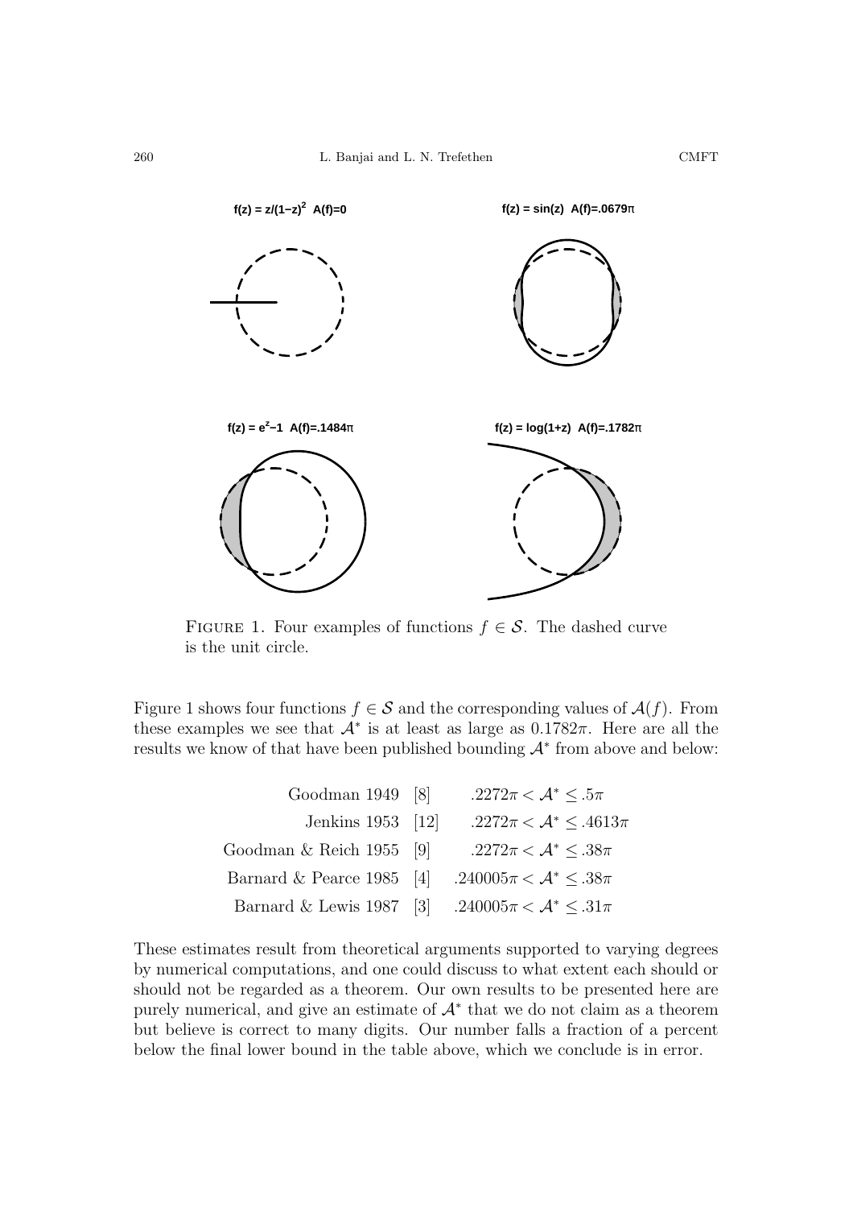FIGURE 1. Four examples of functions $f \in \mathcal{S}$. The dashed curve is the unit circle.

Figure 1 shows four functions $f \in \mathcal{S}$ and the corresponding values of $\mathcal{A}(f)$. From these examples we see that $\mathcal{A}^*$ is at least as large as $0.1782\pi$. Here are all the results we know of that have been published bounding $\mathcal{A}^*$ from above and below:

| | | |
|---|---|---|
| Goodman 1949 | [8] | $.2272\pi < \mathcal{A}^* \leq .5\pi$ |
| Jenkins 1953 | [12] | $.2272\pi < \mathcal{A}^* \leq .4613\pi$ |
| Goodman & Reich 1955 | [9] | $.2272\pi < \mathcal{A}^* \leq .38\pi$ |
| Barnard & Pearce 1985 | [4] | $.240005\pi < \mathcal{A}^* \leq .38\pi$ |
| Barnard & Lewis 1987 | [3] | $.240005\pi < \mathcal{A}^* \leq .31\pi$ |

These estimates result from theoretical arguments supported to varying degrees by numerical computations, and one could discuss to what extent each should or should not be regarded as a theorem. Our own results to be presented here are purely numerical, and give an estimate of $\mathcal{A}^*$ that we do not claim as a theorem but believe is correct to many digits. Our number falls a fraction of a percent below the final lower bound in the table above, which we conclude is in error.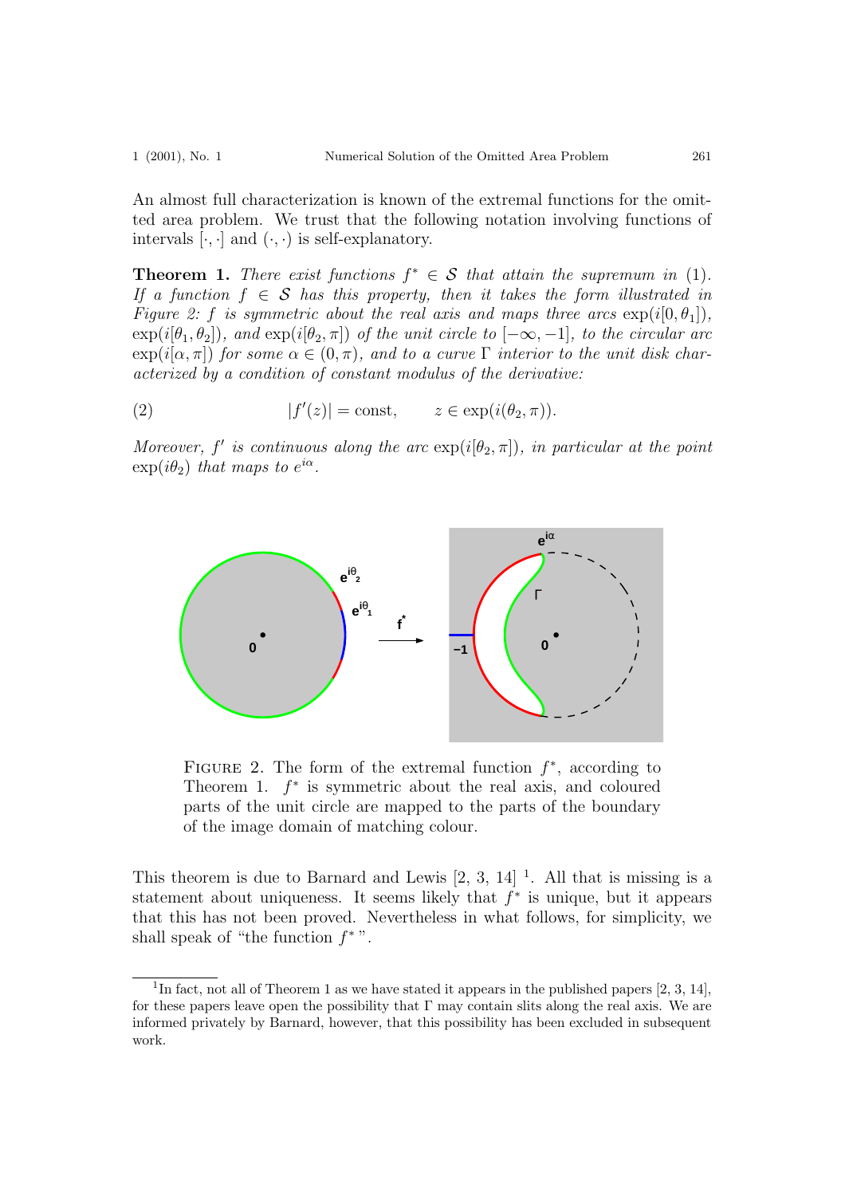An almost full characterization is known of the extremal functions for the omitted area problem. We trust that the following notation involving functions of intervals $[\cdot,\cdot]$ and $(\cdot,\cdot)$ is self-explanatory.

**Theorem 1.** *There exist functions $f^* \in \mathcal{S}$ that attain the supremum in (1). If a function $f \in \mathcal{S}$ has this property, then it takes the form illustrated in Figure 2: $f$ is symmetric about the real axis and maps three arcs $\exp(i[0,\theta_1])$, $\exp(i[\theta_1,\theta_2])$, and $\exp(i[\theta_2,\pi])$ of the unit circle to $[-\infty,-1]$, to the circular arc $\exp(i[\alpha,\pi])$ for some $\alpha \in (0,\pi)$, and to a curve $\Gamma$ interior to the unit disk characterized by a condition of constant modulus of the derivative:*

$$|f'(z)| = \text{const}, \qquad z \in \exp(i(\theta_2,\pi)). \tag{2}$$

*Moreover, $f'$ is continuous along the arc $\exp(i[\theta_2,\pi])$, in particular at the point $\exp(i\theta_2)$ that maps to $e^{i\alpha}$.*

Figure 2. The form of the extremal function $f^*$, according to Theorem 1. $f^*$ is symmetric about the real axis, and coloured parts of the unit circle are mapped to the parts of the boundary of the image domain of matching colour.

This theorem is due to Barnard and Lewis [2, 3, 14] [1]. All that is missing is a statement about uniqueness. It seems likely that $f^*$ is unique, but it appears that this has not been proved. Nevertheless in what follows, for simplicity, we shall speak of "the function $f^*$".

[1] In fact, not all of Theorem 1 as we have stated it appears in the published papers [2, 3, 14], for these papers leave open the possibility that $\Gamma$ may contain slits along the real axis. We are informed privately by Barnard, however, that this possibility has been excluded in subsequent work.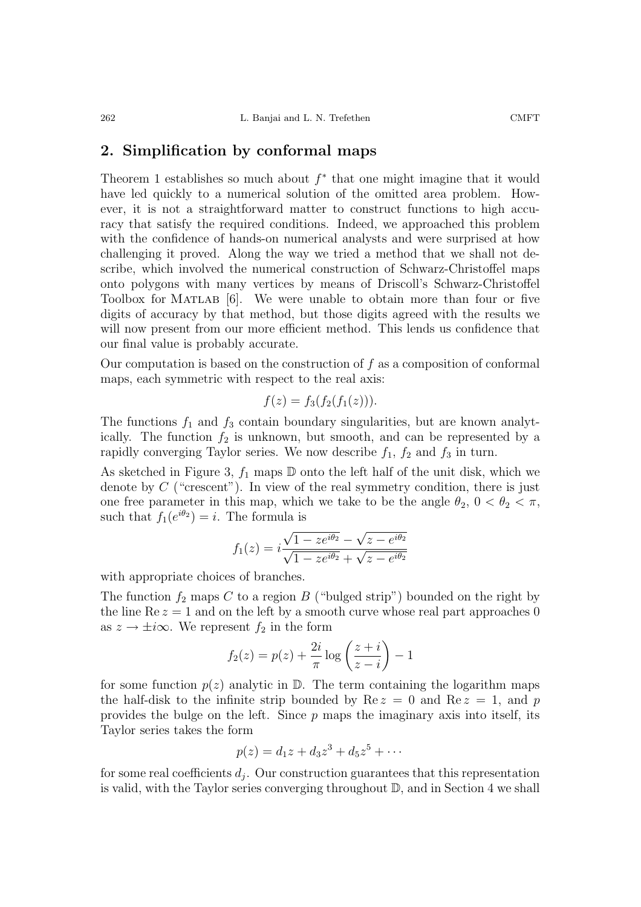## 2. Simplification by conformal maps

Theorem 1 establishes so much about $f^*$ that one might imagine that it would have led quickly to a numerical solution of the omitted area problem. However, it is not a straightforward matter to construct functions to high accuracy that satisfy the required conditions. Indeed, we approached this problem with the confidence of hands-on numerical analysts and were surprised at how challenging it proved. Along the way we tried a method that we shall not describe, which involved the numerical construction of Schwarz-Christoffel maps onto polygons with many vertices by means of Driscoll's Schwarz-Christoffel Toolbox for MATLAB [6]. We were unable to obtain more than four or five digits of accuracy by that method, but those digits agreed with the results we will now present from our more efficient method. This lends us confidence that our final value is probably accurate.

Our computation is based on the construction of $f$ as a composition of conformal maps, each symmetric with respect to the real axis:

$$f(z) = f_3(f_2(f_1(z))).$$

The functions $f_1$ and $f_3$ contain boundary singularities, but are known analytically. The function $f_2$ is unknown, but smooth, and can be represented by a rapidly converging Taylor series. We now describe $f_1$, $f_2$ and $f_3$ in turn.

As sketched in Figure 3, $f_1$ maps $\mathbb{D}$ onto the left half of the unit disk, which we denote by $C$ ("crescent"). In view of the real symmetry condition, there is just one free parameter in this map, which we take to be the angle $\theta_2$, $0 < \theta_2 < \pi$, such that $f_1(e^{i\theta_2}) = i$. The formula is

$$f_1(z) = i\frac{\sqrt{1 - ze^{i\theta_2}} - \sqrt{z - e^{i\theta_2}}}{\sqrt{1 - ze^{i\theta_2}} + \sqrt{z - e^{i\theta_2}}}$$

with appropriate choices of branches.

The function $f_2$ maps $C$ to a region $B$ ("bulged strip") bounded on the right by the line $\operatorname{Re} z = 1$ and on the left by a smooth curve whose real part approaches 0 as $z \to \pm i\infty$. We represent $f_2$ in the form

$$f_2(z) = p(z) + \frac{2i}{\pi}\log\left(\frac{z + i}{z - i}\right) - 1$$

for some function $p(z)$ analytic in $\mathbb{D}$. The term containing the logarithm maps the half-disk to the infinite strip bounded by $\operatorname{Re} z = 0$ and $\operatorname{Re} z = 1$, and $p$ provides the bulge on the left. Since $p$ maps the imaginary axis into itself, its Taylor series takes the form

$$p(z) = d_1 z + d_3 z^3 + d_5 z^5 + \cdots$$

for some real coefficients $d_j$. Our construction guarantees that this representation is valid, with the Taylor series converging throughout $\mathbb{D}$, and in Section 4 we shall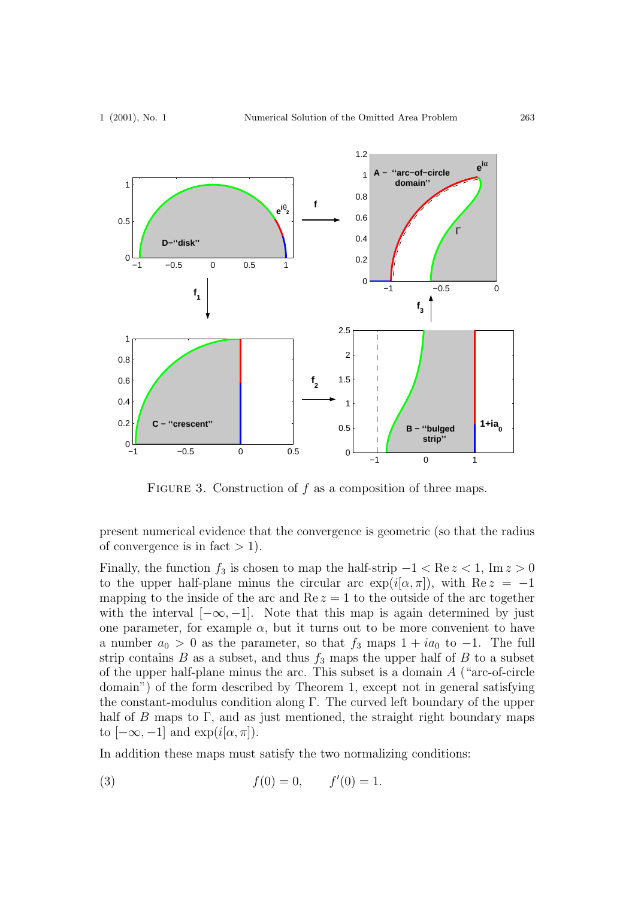FIGURE 3. Construction of $f$ as a composition of three maps.

present numerical evidence that the convergence is geometric (so that the radius of convergence is in fact $> 1$).

Finally, the function $f_3$ is chosen to map the half-strip $-1 < \operatorname{Re} z < 1$, $\operatorname{Im} z > 0$ to the upper half-plane minus the circular arc $\exp(i[\alpha, \pi])$, with $\operatorname{Re} z = -1$ mapping to the inside of the arc and $\operatorname{Re} z = 1$ to the outside of the arc together with the interval $[-\infty, -1]$. Note that this map is again determined by just one parameter, for example $\alpha$, but it turns out to be more convenient to have a number $a_0 > 0$ as the parameter, so that $f_3$ maps $1 + ia_0$ to $-1$. The full strip contains $B$ as a subset, and thus $f_3$ maps the upper half of $B$ to a subset of the upper half-plane minus the arc. This subset is a domain $A$ ("arc-of-circle domain") of the form described by Theorem 1, except not in general satisfying the constant-modulus condition along $\Gamma$. The curved left boundary of the upper half of $B$ maps to $\Gamma$, and as just mentioned, the straight right boundary maps to $[-\infty, -1]$ and $\exp(i[\alpha, \pi])$.

In addition these maps must satisfy the two normalizing conditions:

$$f(0) = 0, \qquad f'(0) = 1. \tag{3}$$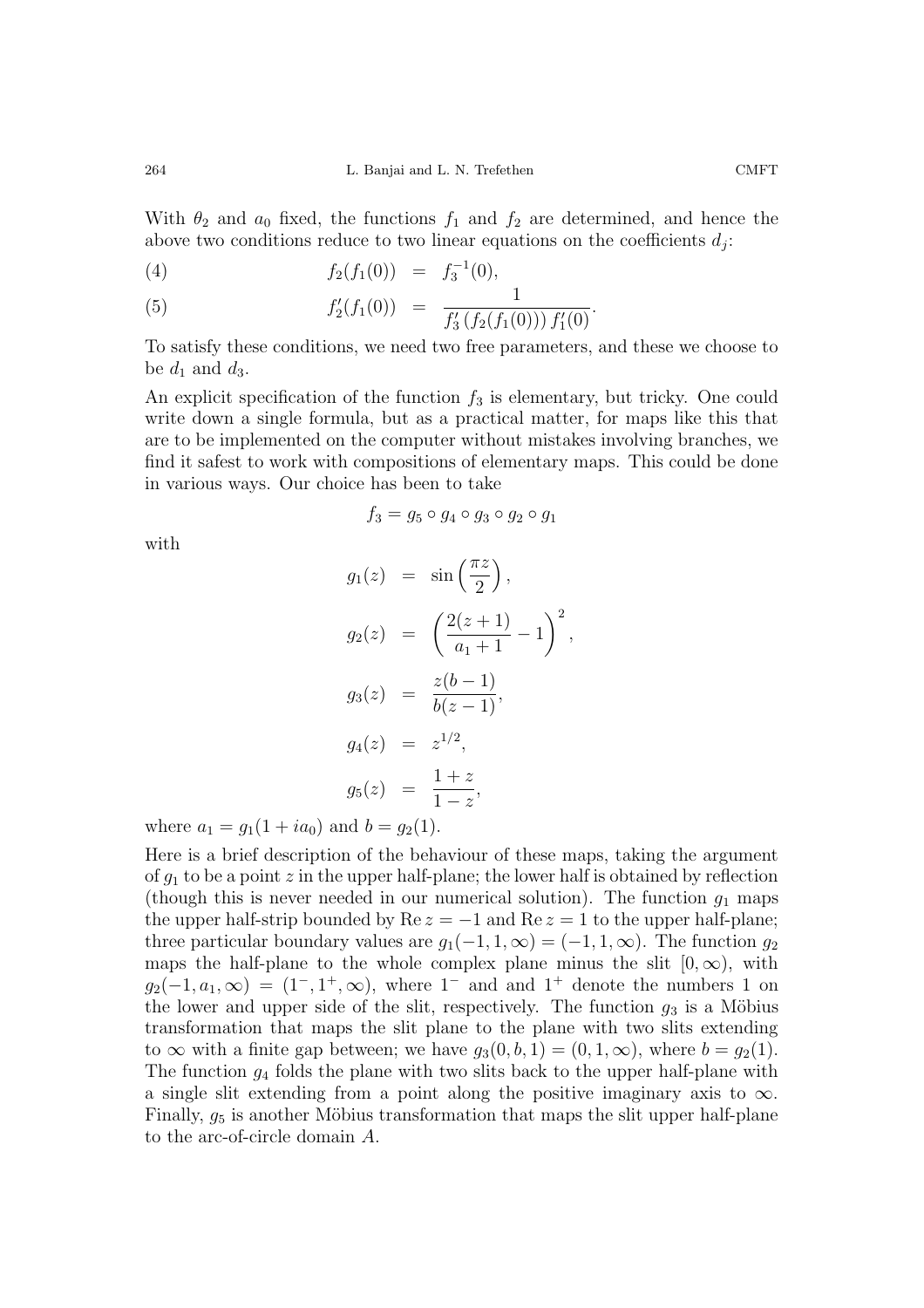With $\theta_2$ and $a_0$ fixed, the functions $f_1$ and $f_2$ are determined, and hence the above two conditions reduce to two linear equations on the coefficients $d_j$:

$$f_2(f_1(0)) = f_3^{-1}(0), \tag{4}$$

$$f_2'(f_1(0)) = \frac{1}{f_3'\left(f_2(f_1(0))\right) f_1'(0)}. \tag{5}$$

To satisfy these conditions, we need two free parameters, and these we choose to be $d_1$ and $d_3$.

An explicit specification of the function $f_3$ is elementary, but tricky. One could write down a single formula, but as a practical matter, for maps like this that are to be implemented on the computer without mistakes involving branches, we find it safest to work with compositions of elementary maps. This could be done in various ways. Our choice has been to take

$$f_3 = g_5 \circ g_4 \circ g_3 \circ g_2 \circ g_1$$

with

$$\begin{aligned}
g_1(z) &= \sin\left(\frac{\pi z}{2}\right), \\
g_2(z) &= \left(\frac{2(z+1)}{a_1+1} - 1\right)^2, \\
g_3(z) &= \frac{z(b-1)}{b(z-1)}, \\
g_4(z) &= z^{1/2}, \\
g_5(z) &= \frac{1+z}{1-z},
\end{aligned}$$

where $a_1 = g_1(1 + ia_0)$ and $b = g_2(1)$.

Here is a brief description of the behaviour of these maps, taking the argument of $g_1$ to be a point $z$ in the upper half-plane; the lower half is obtained by reflection (though this is never needed in our numerical solution). The function $g_1$ maps the upper half-strip bounded by $\operatorname{Re} z = -1$ and $\operatorname{Re} z = 1$ to the upper half-plane; three particular boundary values are $g_1(-1, 1, \infty) = (-1, 1, \infty)$. The function $g_2$ maps the half-plane to the whole complex plane minus the slit $[0, \infty)$, with $g_2(-1, a_1, \infty) = (1^-, 1^+, \infty)$, where $1^-$ and and $1^+$ denote the numbers 1 on the lower and upper side of the slit, respectively. The function $g_3$ is a Möbius transformation that maps the slit plane to the plane with two slits extending to $\infty$ with a finite gap between; we have $g_3(0, b, 1) = (0, 1, \infty)$, where $b = g_2(1)$. The function $g_4$ folds the plane with two slits back to the upper half-plane with a single slit extending from a point along the positive imaginary axis to $\infty$. Finally, $g_5$ is another Möbius transformation that maps the slit upper half-plane to the arc-of-circle domain $A$.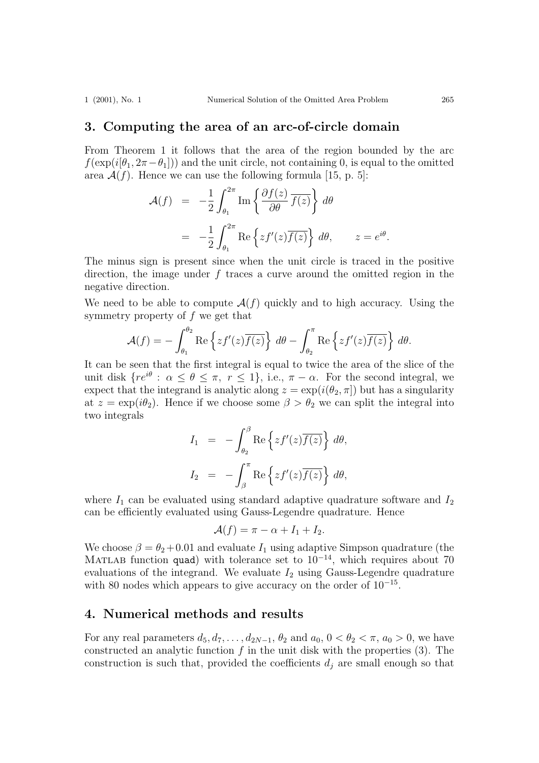## 3. Computing the area of an arc-of-circle domain

From Theorem 1 it follows that the area of the region bounded by the arc $f(\exp(i[\theta_1, 2\pi - \theta_1]))$ and the unit circle, not containing 0, is equal to the omitted area $\mathcal{A}(f)$. Hence we can use the following formula [15, p. 5]:

$$\begin{aligned}
\mathcal{A}(f) &= -\frac{1}{2}\int_{\theta_1}^{2\pi} \operatorname{Im}\left\{ \frac{\partial f(z)}{\partial \theta}\, \overline{f(z)} \right\} d\theta \\
&= -\frac{1}{2}\int_{\theta_1}^{2\pi} \operatorname{Re}\left\{ z f'(z)\overline{f(z)} \right\} d\theta, \qquad z = e^{i\theta}.
\end{aligned}$$

The minus sign is present since when the unit circle is traced in the positive direction, the image under $f$ traces a curve around the omitted region in the negative direction.

We need to be able to compute $\mathcal{A}(f)$ quickly and to high accuracy. Using the symmetry property of $f$ we get that

$$\mathcal{A}(f) = -\int_{\theta_1}^{\theta_2} \operatorname{Re}\left\{ z f'(z)\overline{f(z)} \right\} d\theta - \int_{\theta_2}^{\pi} \operatorname{Re}\left\{ z f'(z)\overline{f(z)} \right\} d\theta.$$

It can be seen that the first integral is equal to twice the area of the slice of the unit disk $\{re^{i\theta} : \alpha \le \theta \le \pi,\ r \le 1\}$, i.e., $\pi - \alpha$. For the second integral, we expect that the integrand is analytic along $z = \exp(i(\theta_2, \pi])$ but has a singularity at $z = \exp(i\theta_2)$. Hence if we choose some $\beta > \theta_2$ we can split the integral into two integrals

$$\begin{aligned}
I_1 &= -\int_{\theta_2}^{\beta} \operatorname{Re}\left\{ z f'(z)\overline{f(z)} \right\} d\theta, \\
I_2 &= -\int_{\beta}^{\pi} \operatorname{Re}\left\{ z f'(z)\overline{f(z)} \right\} d\theta,
\end{aligned}$$

where $I_1$ can be evaluated using standard adaptive quadrature software and $I_2$ can be efficiently evaluated using Gauss-Legendre quadrature. Hence

$$\mathcal{A}(f) = \pi - \alpha + I_1 + I_2.$$

We choose $\beta = \theta_2 + 0.01$ and evaluate $I_1$ using adaptive Simpson quadrature (the Matlab function `quad`) with tolerance set to $10^{-14}$, which requires about 70 evaluations of the integrand. We evaluate $I_2$ using Gauss-Legendre quadrature with 80 nodes which appears to give accuracy on the order of $10^{-15}$.

## 4. Numerical methods and results

For any real parameters $d_5, d_7, \ldots, d_{2N-1}$, $\theta_2$ and $a_0$, $0 < \theta_2 < \pi$, $a_0 > 0$, we have constructed an analytic function $f$ in the unit disk with the properties (3). The construction is such that, provided the coefficients $d_j$ are small enough so that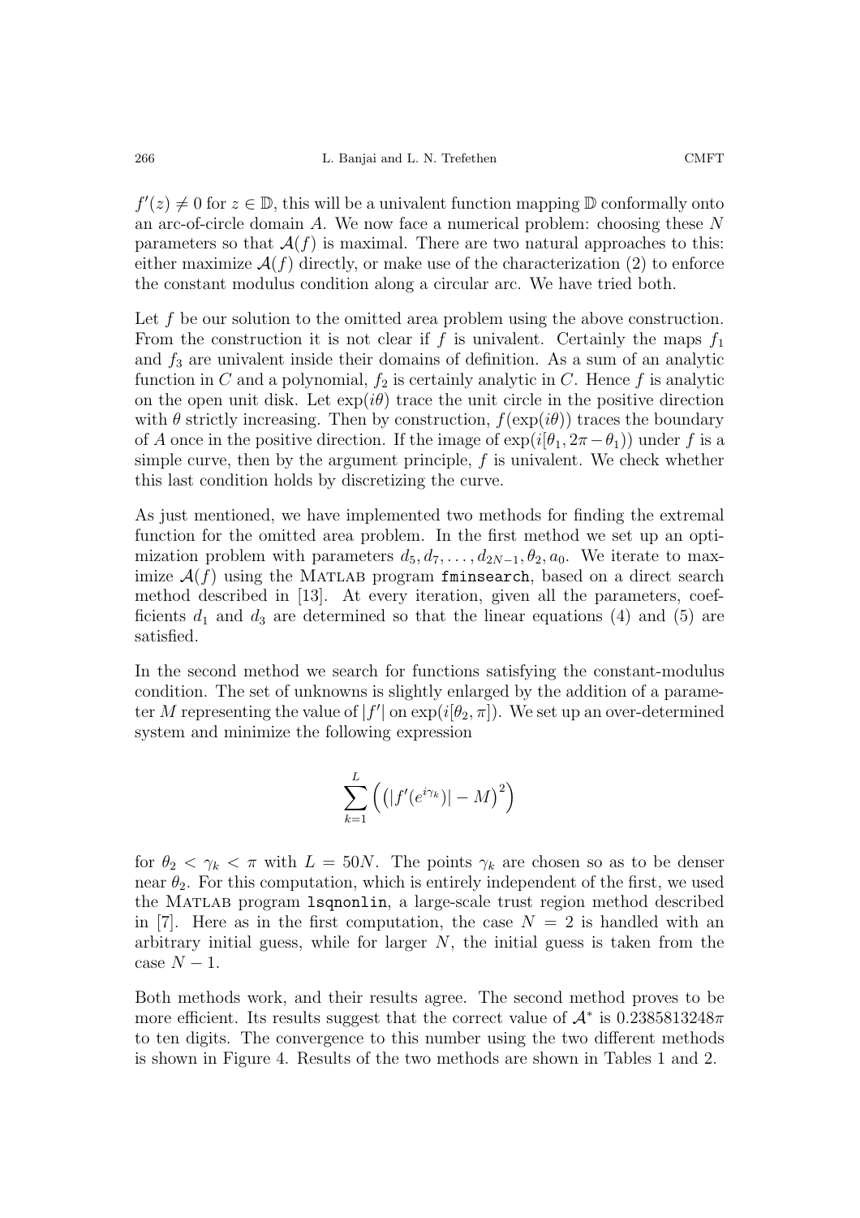$f'(z) \neq 0$ for $z \in \mathbb{D}$, this will be a univalent function mapping $\mathbb{D}$ conformally onto an arc-of-circle domain $A$. We now face a numerical problem: choosing these $N$ parameters so that $\mathcal{A}(f)$ is maximal. There are two natural approaches to this: either maximize $\mathcal{A}(f)$ directly, or make use of the characterization (2) to enforce the constant modulus condition along a circular arc. We have tried both.

Let $f$ be our solution to the omitted area problem using the above construction. From the construction it is not clear if $f$ is univalent. Certainly the maps $f_1$ and $f_3$ are univalent inside their domains of definition. As a sum of an analytic function in $C$ and a polynomial, $f_2$ is certainly analytic in $C$. Hence $f$ is analytic on the open unit disk. Let $\exp(i\theta)$ trace the unit circle in the positive direction with $\theta$ strictly increasing. Then by construction, $f(\exp(i\theta))$ traces the boundary of $A$ once in the positive direction. If the image of $\exp(i[\theta_1, 2\pi-\theta_1))$ under $f$ is a simple curve, then by the argument principle, $f$ is univalent. We check whether this last condition holds by discretizing the curve.

As just mentioned, we have implemented two methods for finding the extremal function for the omitted area problem. In the first method we set up an optimization problem with parameters $d_5, d_7, \ldots, d_{2N-1}, \theta_2, a_0$. We iterate to maximize $\mathcal{A}(f)$ using the MATLAB program `fminsearch`, based on a direct search method described in [13]. At every iteration, given all the parameters, coefficients $d_1$ and $d_3$ are determined so that the linear equations (4) and (5) are satisfied.

In the second method we search for functions satisfying the constant-modulus condition. The set of unknowns is slightly enlarged by the addition of a parameter $M$ representing the value of $|f'|$ on $\exp(i[\theta_2, \pi])$. We set up an over-determined system and minimize the following expression

$$\sum_{k=1}^{L} \left( \left( |f'(e^{i\gamma_k})| - M \right)^2 \right)$$

for $\theta_2 < \gamma_k < \pi$ with $L = 50N$. The points $\gamma_k$ are chosen so as to be denser near $\theta_2$. For this computation, which is entirely independent of the first, we used the MATLAB program `lsqnonlin`, a large-scale trust region method described in [7]. Here as in the first computation, the case $N = 2$ is handled with an arbitrary initial guess, while for larger $N$, the initial guess is taken from the case $N - 1$.

Both methods work, and their results agree. The second method proves to be more efficient. Its results suggest that the correct value of $\mathcal{A}^*$ is $0.2385813248\pi$ to ten digits. The convergence to this number using the two different methods is shown in Figure 4. Results of the two methods are shown in Tables 1 and 2.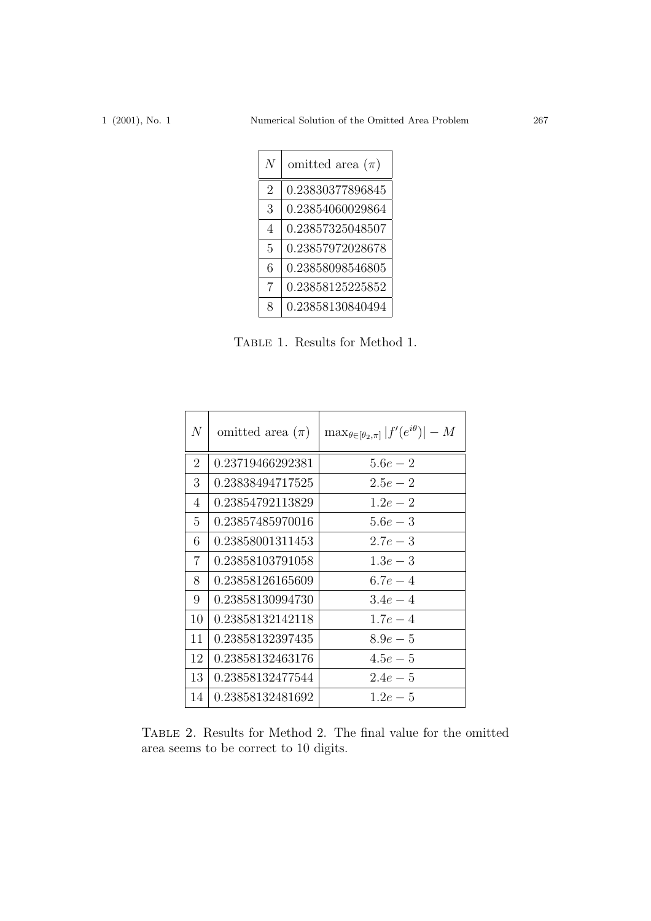| $N$ | omitted area ($\pi$) |
|---|---|
| 2 | 0.23830377896845 |
| 3 | 0.23854060029864 |
| 4 | 0.23857325048507 |
| 5 | 0.23857972028678 |
| 6 | 0.23858098546805 |
| 7 | 0.23858125225852 |
| 8 | 0.23858130840494 |

Table 1. Results for Method 1.

| $N$ | omitted area ($\pi$) | $\max_{\theta \in [\theta_2, \pi]} \lvert f'(e^{i\theta}) \rvert - M$ |
|---|---|---|
| 2 | 0.23719466292381 | $5.6e-2$ |
| 3 | 0.23838494717525 | $2.5e-2$ |
| 4 | 0.23854792113829 | $1.2e-2$ |
| 5 | 0.23857485970016 | $5.6e-3$ |
| 6 | 0.23858001311453 | $2.7e-3$ |
| 7 | 0.23858103791058 | $1.3e-3$ |
| 8 | 0.23858126165609 | $6.7e-4$ |
| 9 | 0.23858130994730 | $3.4e-4$ |
| 10 | 0.23858132142118 | $1.7e-4$ |
| 11 | 0.23858132397435 | $8.9e-5$ |
| 12 | 0.23858132463176 | $4.5e-5$ |
| 13 | 0.23858132477544 | $2.4e-5$ |
| 14 | 0.23858132481692 | $1.2e-5$ |

Table 2. Results for Method 2. The final value for the omitted area seems to be correct to 10 digits.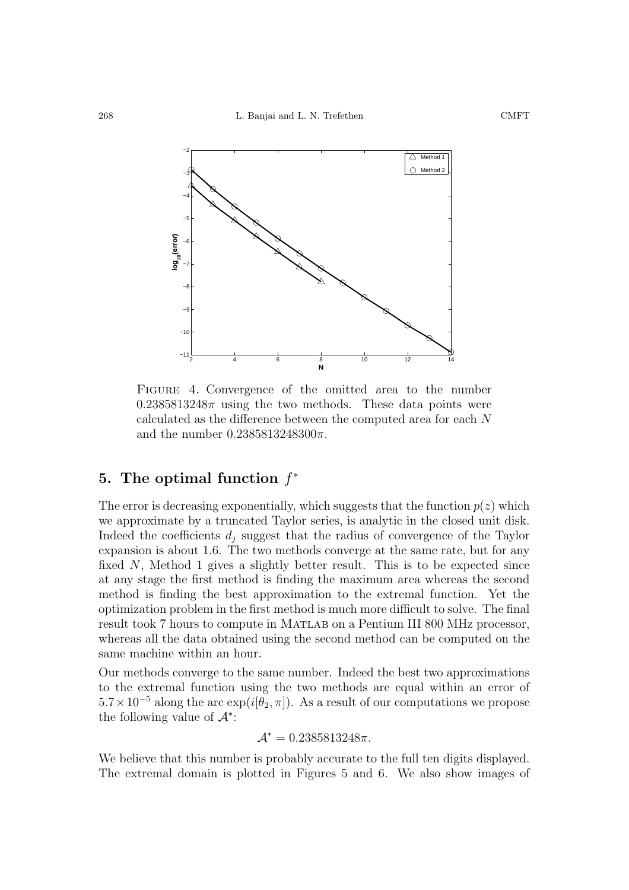FIGURE 4. Convergence of the omitted area to the number $0.2385813248\pi$ using the two methods. These data points were calculated as the difference between the computed area for each $N$ and the number $0.2385813248300\pi$.

## 5. The optimal function $f^*$

The error is decreasing exponentially, which suggests that the function $p(z)$ which we approximate by a truncated Taylor series, is analytic in the closed unit disk. Indeed the coefficients $d_j$ suggest that the radius of convergence of the Taylor expansion is about 1.6. The two methods converge at the same rate, but for any fixed $N$, Method 1 gives a slightly better result. This is to be expected since at any stage the first method is finding the maximum area whereas the second method is finding the best approximation to the extremal function. Yet the optimization problem in the first method is much more difficult to solve. The final result took 7 hours to compute in MATLAB on a Pentium III 800 MHz processor, whereas all the data obtained using the second method can be computed on the same machine within an hour.

Our methods converge to the same number. Indeed the best two approximations to the extremal function using the two methods are equal within an error of $5.7 \times 10^{-5}$ along the arc $\exp(i[\theta_2, \pi])$. As a result of our computations we propose the following value of $\mathcal{A}^*$:

$$\mathcal{A}^* = 0.2385813248\pi.$$

We believe that this number is probably accurate to the full ten digits displayed. The extremal domain is plotted in Figures 5 and 6. We also show images of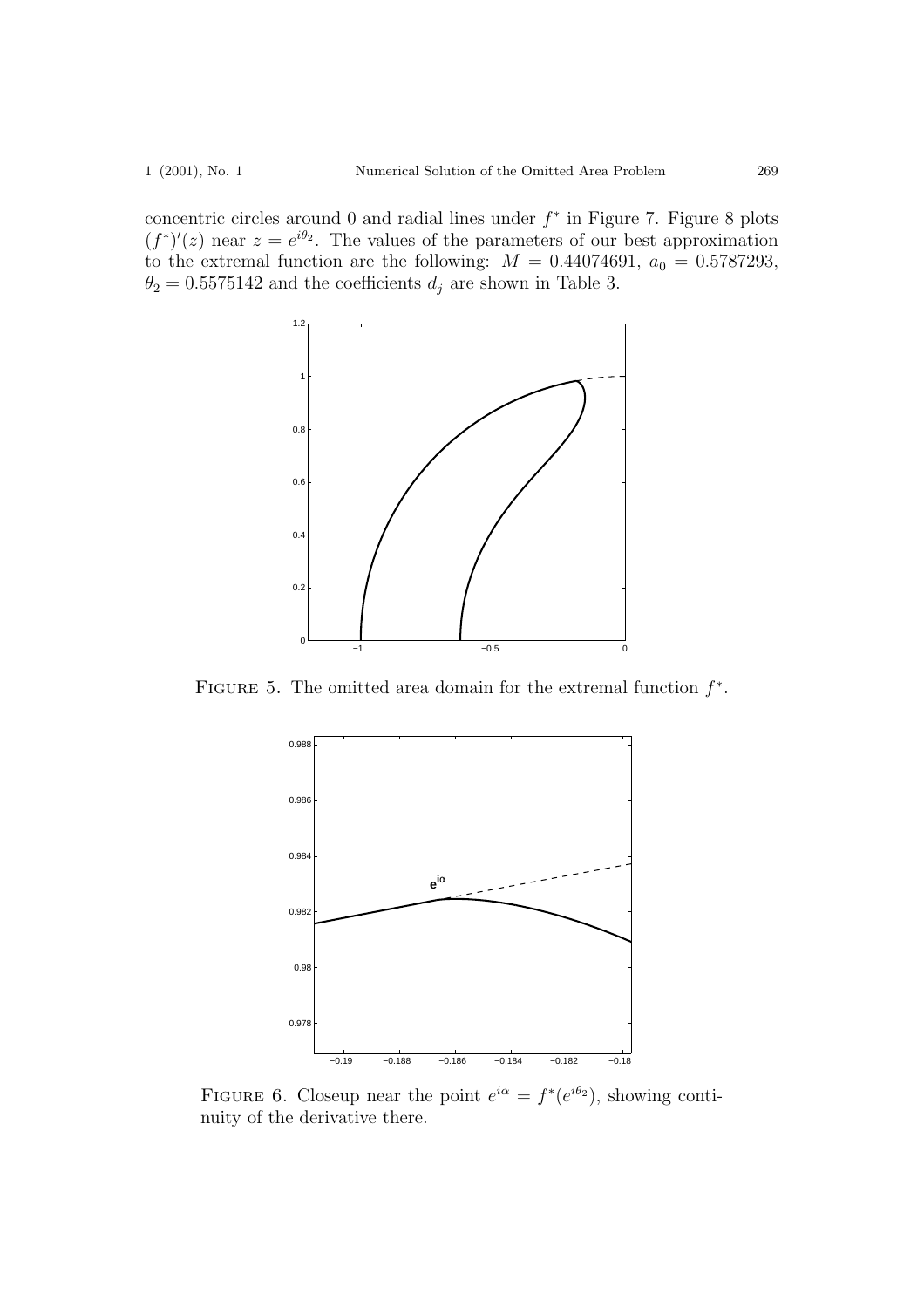concentric circles around 0 and radial lines under $f^*$ in Figure 7. Figure 8 plots $(f^*)'(z)$ near $z = e^{i\theta_2}$. The values of the parameters of our best approximation to the extremal function are the following: $M = 0.44074691$, $a_0 = 0.5787293$, $\theta_2 = 0.5575142$ and the coefficients $d_j$ are shown in Table 3.

FIGURE 5. The omitted area domain for the extremal function $f^*$.

FIGURE 6. Closeup near the point $e^{i\alpha} = f^*(e^{i\theta_2})$, showing continuity of the derivative there.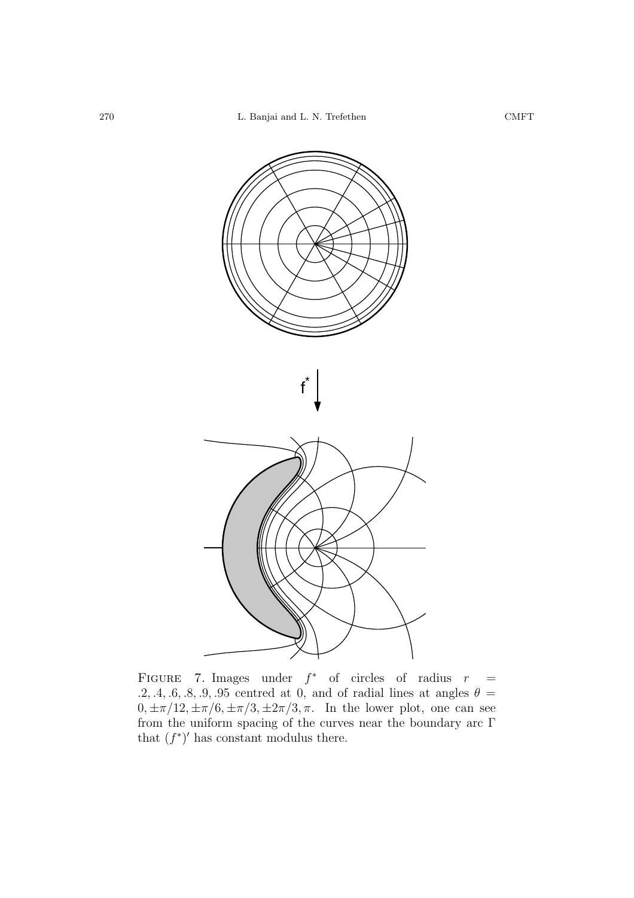FIGURE 7. Images under $f^*$ of circles of radius $r = .2, .4, .6, .8, .9, .95$ centred at 0, and of radial lines at angles $\theta = 0, \pm\pi/12, \pm\pi/6, \pm\pi/3, \pm 2\pi/3, \pi$. In the lower plot, one can see from the uniform spacing of the curves near the boundary arc $\Gamma$ that $(f^*)'$ has constant modulus there.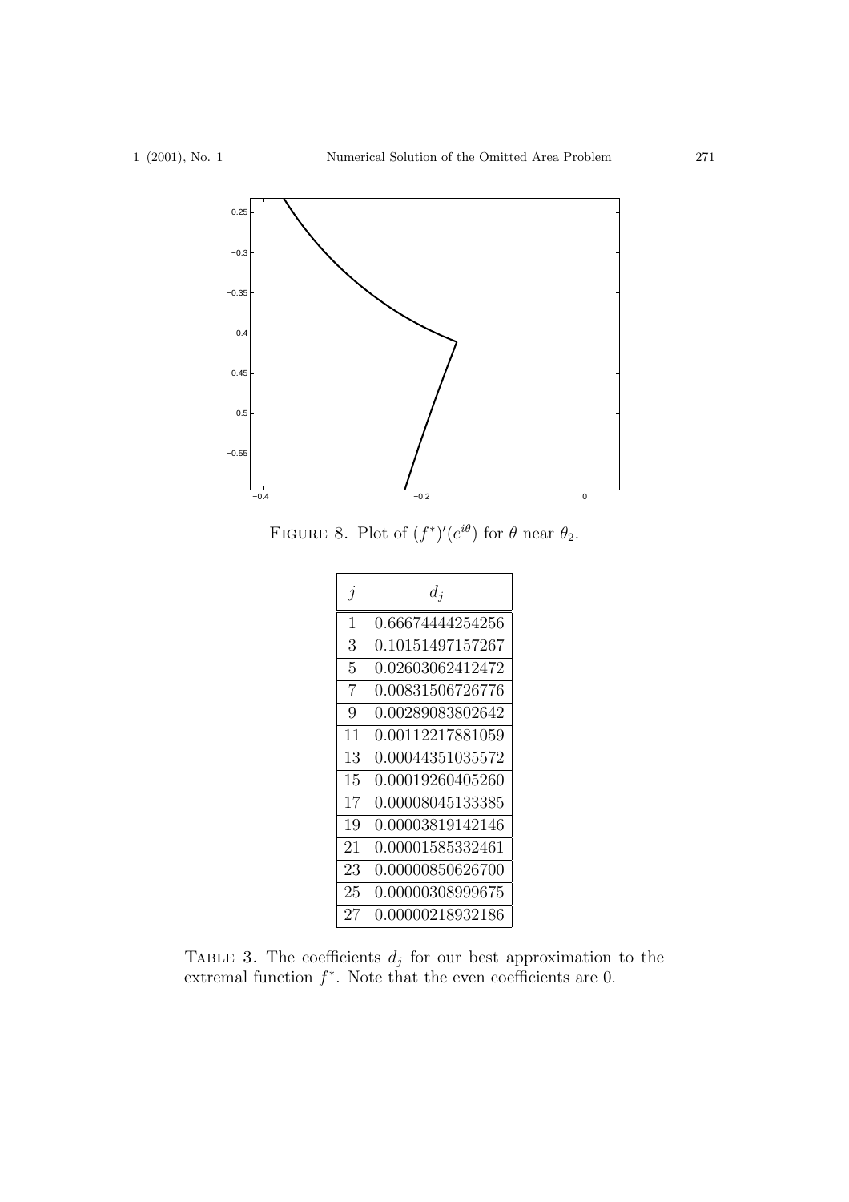FIGURE 8. Plot of $(f^*)'(e^{i\theta})$ for $\theta$ near $\theta_2$.

| $j$ | $d_j$ |
|---|---|
| 1 | 0.66674444254256 |
| 3 | 0.10151497157267 |
| 5 | 0.02603062412472 |
| 7 | 0.00831506726776 |
| 9 | 0.00289083802642 |
| 11 | 0.00112217881059 |
| 13 | 0.00044351035572 |
| 15 | 0.00019260405260 |
| 17 | 0.00008045133385 |
| 19 | 0.00003819142146 |
| 21 | 0.00001585332461 |
| 23 | 0.00000850626700 |
| 25 | 0.00000308999675 |
| 27 | 0.00000218932186 |

TABLE 3. The coefficients $d_j$ for our best approximation to the extremal function $f^*$. Note that the even coefficients are 0.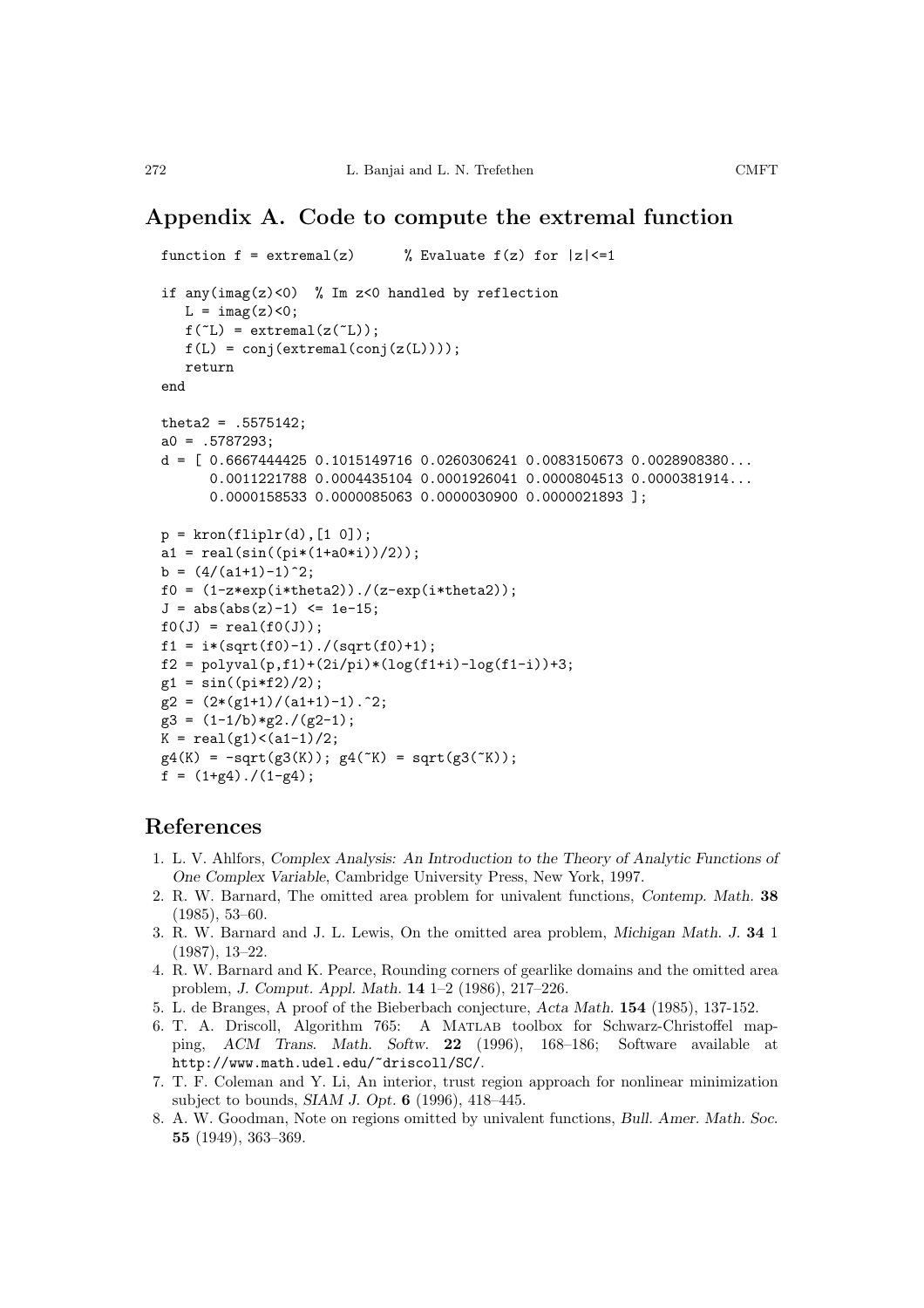## Appendix A. Code to compute the extremal function

```
function f = extremal(z)      % Evaluate f(z) for |z|<=1

if any(imag(z)<0)  % Im z<0 handled by reflection
   L = imag(z)<0;
   f(~L) = extremal(z(~L));
   f(L) = conj(extremal(conj(z(L))));
   return
end

theta2 = .5575142;
a0 = .5787293;
d = [ 0.6667444425 0.1015149716 0.0260306241 0.0083150673 0.0028908380...
      0.0011221788 0.0004435104 0.0001926041 0.0000804513 0.0000381914...
      0.0000158533 0.0000085063 0.0000030900 0.0000021893 ];

p = kron(fliplr(d),[1 0]);
a1 = real(sin((pi*(1+a0*i))/2));
b = (4/(a1+1)-1)^2;
f0 = (1-z*exp(i*theta2))./(z-exp(i*theta2));
J = abs(abs(z)-1) <= 1e-15;
f0(J) = real(f0(J));
f1 = i*(sqrt(f0)-1)./(sqrt(f0)+1);
f2 = polyval(p,f1)+(2i/pi)*(log(f1+i)-log(f1-i))+3;
g1 = sin((pi*f2)/2);
g2 = (2*(g1+1)/(a1+1)-1).^2;
g3 = (1-1/b)*g2./(g2-1);
K = real(g1)<(a1-1)/2;
g4(K) = -sqrt(g3(K)); g4(~K) = sqrt(g3(~K));
f = (1+g4)./(1-g4);
```

## References

1. L. V. Ahlfors, *Complex Analysis: An Introduction to the Theory of Analytic Functions of One Complex Variable*, Cambridge University Press, New York, 1997.
2. R. W. Barnard, The omitted area problem for univalent functions, *Contemp. Math.* **38** (1985), 53–60.
3. R. W. Barnard and J. L. Lewis, On the omitted area problem, *Michigan Math. J.* **34** 1 (1987), 13–22.
4. R. W. Barnard and K. Pearce, Rounding corners of gearlike domains and the omitted area problem, *J. Comput. Appl. Math.* **14** 1–2 (1986), 217–226.
5. L. de Branges, A proof of the Bieberbach conjecture, *Acta Math.* **154** (1985), 137-152.
6. T. A. Driscoll, Algorithm 765: A MATLAB toolbox for Schwarz-Christoffel mapping, *ACM Trans. Math. Softw.* **22** (1996), 168–186; Software available at http://www.math.udel.edu/~driscoll/SC/.
7. T. F. Coleman and Y. Li, An interior, trust region approach for nonlinear minimization subject to bounds, *SIAM J. Opt.* **6** (1996), 418–445.
8. A. W. Goodman, Note on regions omitted by univalent functions, *Bull. Amer. Math. Soc.* **55** (1949), 363–369.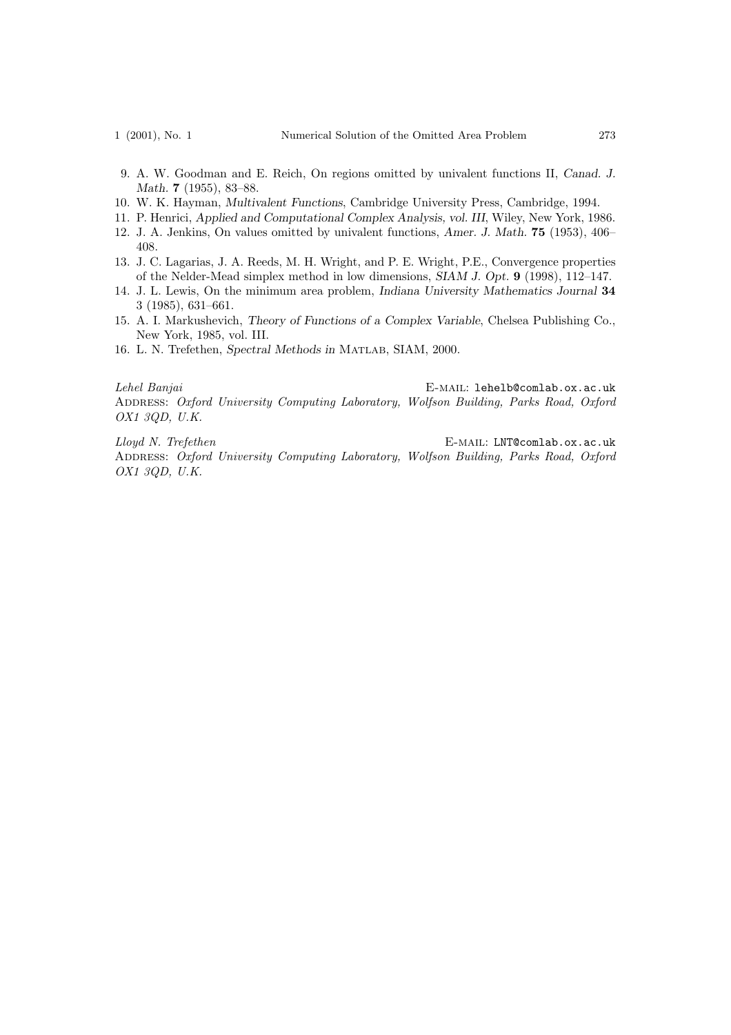9. A. W. Goodman and E. Reich, On regions omitted by univalent functions II, *Canad. J. Math.* **7** (1955), 83–88.
10. W. K. Hayman, *Multivalent Functions*, Cambridge University Press, Cambridge, 1994.
11. P. Henrici, *Applied and Computational Complex Analysis, vol. III*, Wiley, New York, 1986.
12. J. A. Jenkins, On values omitted by univalent functions, *Amer. J. Math.* **75** (1953), 406–408.
13. J. C. Lagarias, J. A. Reeds, M. H. Wright, and P. E. Wright, P.E., Convergence properties of the Nelder-Mead simplex method in low dimensions, *SIAM J. Opt.* **9** (1998), 112–147.
14. J. L. Lewis, On the minimum area problem, *Indiana University Mathematics Journal* **34** 3 (1985), 631–661.
15. A. I. Markushevich, *Theory of Functions of a Complex Variable*, Chelsea Publishing Co., New York, 1985, vol. III.
16. L. N. Trefethen, *Spectral Methods in* MATLAB, SIAM, 2000.

*Lehel Banjai* E-MAIL: `lehelb@comlab.ox.ac.uk`
ADDRESS: *Oxford University Computing Laboratory, Wolfson Building, Parks Road, Oxford OX1 3QD, U.K.*

*Lloyd N. Trefethen* E-MAIL: `LNT@comlab.ox.ac.uk`
ADDRESS: *Oxford University Computing Laboratory, Wolfson Building, Parks Road, Oxford OX1 3QD, U.K.*